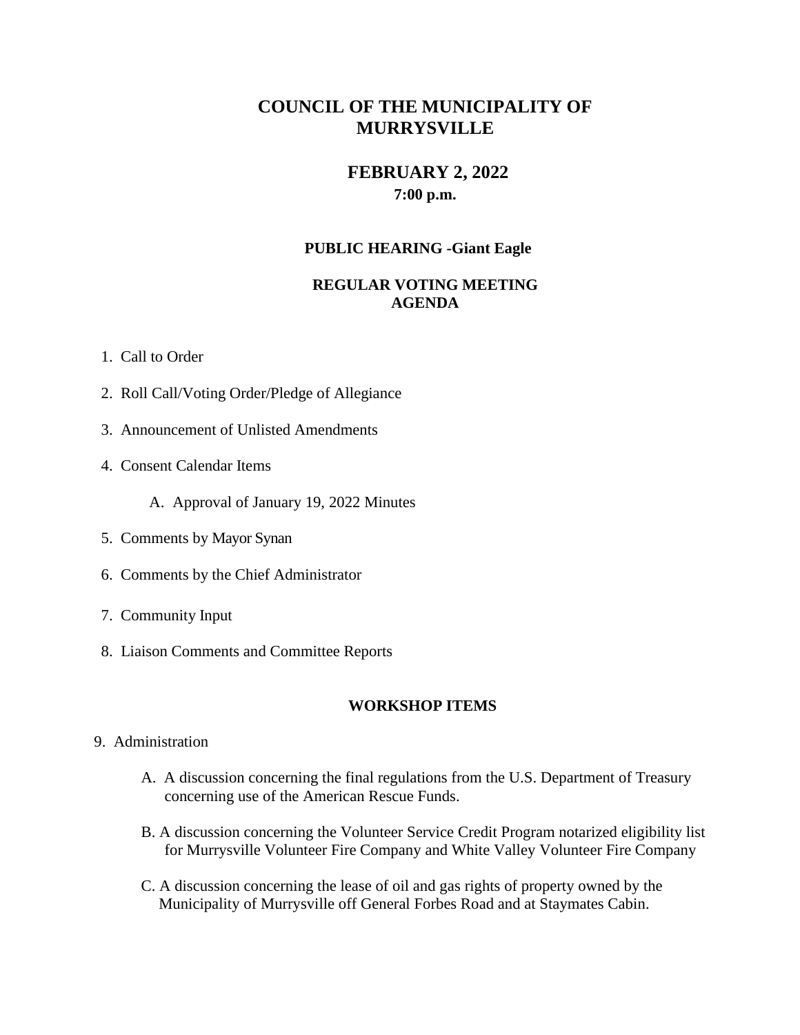# COUNCIL OF THE MUNICIPALITY OF MURRYSVILLE

## FEBRUARY 2, 2022

**7:00 p.m.**

**PUBLIC HEARING -Giant Eagle**

**REGULAR VOTING MEETING AGENDA**

1. Call to Order
2. Roll Call/Voting Order/Pledge of Allegiance
3. Announcement of Unlisted Amendments
4. Consent Calendar Items

   A. Approval of January 19, 2022 Minutes

5. Comments by Mayor Synan
6. Comments by the Chief Administrator
7. Community Input
8. Liaison Comments and Committee Reports

**WORKSHOP ITEMS**

9. Administration

   A. A discussion concerning the final regulations from the U.S. Department of Treasury concerning use of the American Rescue Funds.

   B. A discussion concerning the Volunteer Service Credit Program notarized eligibility list for Murrysville Volunteer Fire Company and White Valley Volunteer Fire Company

   C. A discussion concerning the lease of oil and gas rights of property owned by the Municipality of Murrysville off General Forbes Road and at Staymates Cabin.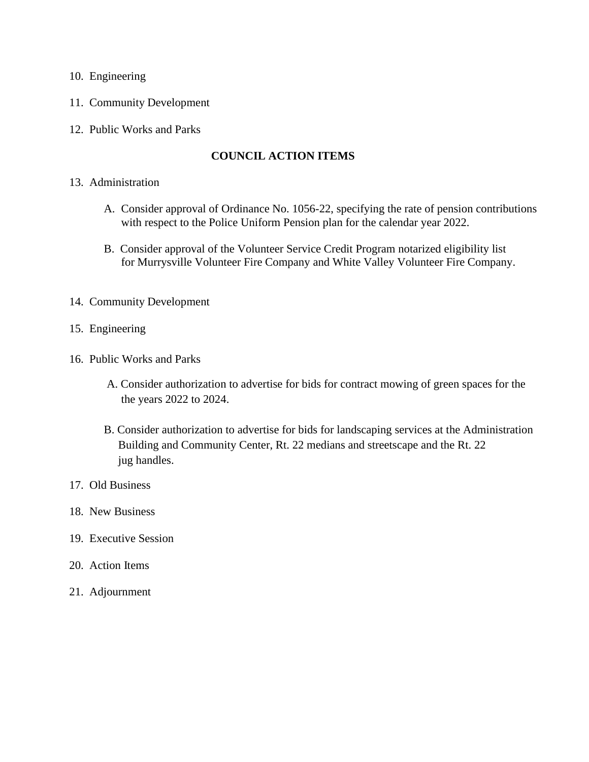10. Engineering

11. Community Development

12. Public Works and Parks

**COUNCIL ACTION ITEMS**

13. Administration

    A. Consider approval of Ordinance No. 1056-22, specifying the rate of pension contributions with respect to the Police Uniform Pension plan for the calendar year 2022.

    B. Consider approval of the Volunteer Service Credit Program notarized eligibility list for Murrysville Volunteer Fire Company and White Valley Volunteer Fire Company.

14. Community Development

15. Engineering

16. Public Works and Parks

    A. Consider authorization to advertise for bids for contract mowing of green spaces for the the years 2022 to 2024.

    B. Consider authorization to advertise for bids for landscaping services at the Administration Building and Community Center, Rt. 22 medians and streetscape and the Rt. 22 jug handles.

17. Old Business

18. New Business

19. Executive Session

20. Action Items

21. Adjournment